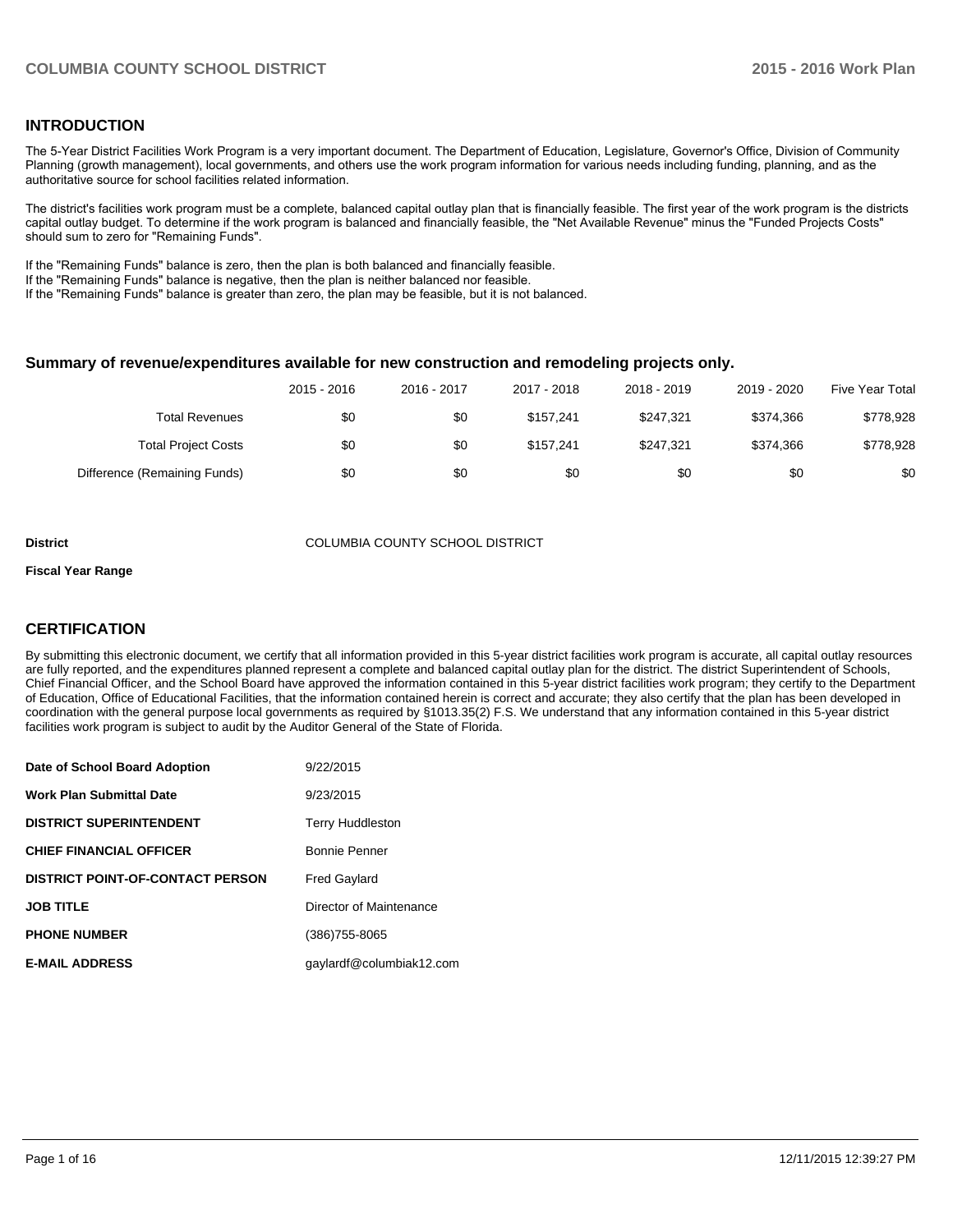## INTRODUCTION

The 5-Year District Facilities Work Program is a very important document. The Department of Education, Legislature, Governor's Office, Division of Community Planning (growth management), local governments, and others use the work program information for various needs including funding, planning, and as the authoritative source for school facilities related information.

The district's facilities work program must be a complete, balanced capital outlay plan that is financially feasible. The first year of the work program is the districts capital outlay budget. To determine if the work program is balanced and financially feasible, the "Net Available Revenue" minus the "Funded Projects Costs" should sum to zero for "Remaining Funds".

If the "Remaining Funds" balance is zero, then the plan is both balanced and financially feasible.
If the "Remaining Funds" balance is negative, then the plan is neither balanced nor feasible.
If the "Remaining Funds" balance is greater than zero, the plan may be feasible, but it is not balanced.

### Summary of revenue/expenditures available for new construction and remodeling projects only.

| | 2015 - 2016 | 2016 - 2017 | 2017 - 2018 | 2018 - 2019 | 2019 - 2020 | Five Year Total |
|---|---|---|---|---|---|---|
| Total Revenues | $0 | $0 | $157,241 | $247,321 | $374,366 | $778,928 |
| Total Project Costs | $0 | $0 | $157,241 | $247,321 | $374,366 | $778,928 |
| Difference (Remaining Funds) | $0 | $0 | $0 | $0 | $0 | $0 |

**District** COLUMBIA COUNTY SCHOOL DISTRICT

**Fiscal Year Range**

## CERTIFICATION

By submitting this electronic document, we certify that all information provided in this 5-year district facilities work program is accurate, all capital outlay resources are fully reported, and the expenditures planned represent a complete and balanced capital outlay plan for the district. The district Superintendent of Schools, Chief Financial Officer, and the School Board have approved the information contained in this 5-year district facilities work program; they certify to the Department of Education, Office of Educational Facilities, that the information contained herein is correct and accurate; they also certify that the plan has been developed in coordination with the general purpose local governments as required by §1013.35(2) F.S. We understand that any information contained in this 5-year district facilities work program is subject to audit by the Auditor General of the State of Florida.

| | |
|---|---|
| **Date of School Board Adoption** | 9/22/2015 |
| **Work Plan Submittal Date** | 9/23/2015 |
| **DISTRICT SUPERINTENDENT** | Terry Huddleston |
| **CHIEF FINANCIAL OFFICER** | Bonnie Penner |
| **DISTRICT POINT-OF-CONTACT PERSON** | Fred Gaylard |
| **JOB TITLE** | Director of Maintenance |
| **PHONE NUMBER** | (386)755-8065 |
| **E-MAIL ADDRESS** | gaylardf@columbiak12.com |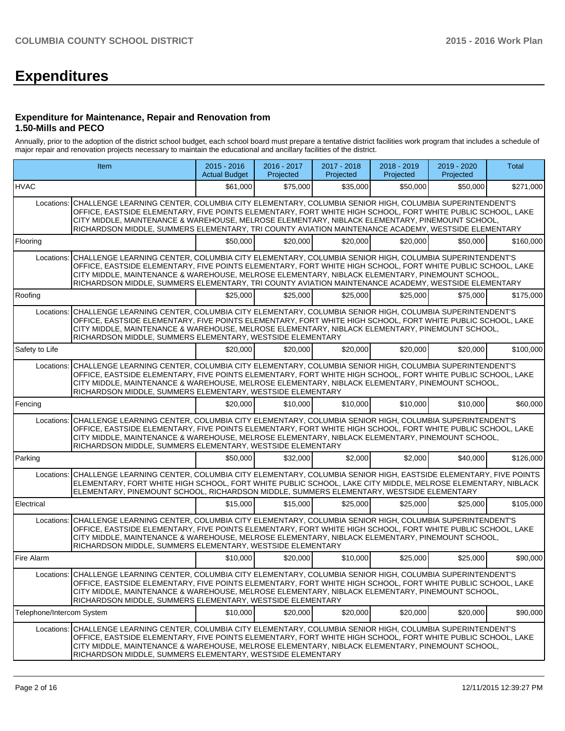# Expenditures

### Expenditure for Maintenance, Repair and Renovation from 1.50-Mills and PECO

Annually, prior to the adoption of the district school budget, each school board must prepare a tentative district facilities work program that includes a schedule of major repair and renovation projects necessary to maintain the educational and ancillary facilities of the district.

| Item | | 2015 - 2016 Actual Budget | 2016 - 2017 Projected | 2017 - 2018 Projected | 2018 - 2019 Projected | 2019 - 2020 Projected | Total |
|---|---|---|---|---|---|---|---|
| HVAC | | $61,000 | $75,000 | $35,000 | $50,000 | $50,000 | $271,000 |
| Locations: | CHALLENGE LEARNING CENTER, COLUMBIA CITY ELEMENTARY, COLUMBIA SENIOR HIGH, COLUMBIA SUPERINTENDENT'S OFFICE, EASTSIDE ELEMENTARY, FIVE POINTS ELEMENTARY, FORT WHITE HIGH SCHOOL, FORT WHITE PUBLIC SCHOOL, LAKE CITY MIDDLE, MAINTENANCE & WAREHOUSE, MELROSE ELEMENTARY, NIBLACK ELEMENTARY, PINEMOUNT SCHOOL, RICHARDSON MIDDLE, SUMMERS ELEMENTARY, TRI COUNTY AVIATION MAINTENANCE ACADEMY, WESTSIDE ELEMENTARY | | | | | | |
| Flooring | | $50,000 | $20,000 | $20,000 | $20,000 | $50,000 | $160,000 |
| Locations: | CHALLENGE LEARNING CENTER, COLUMBIA CITY ELEMENTARY, COLUMBIA SENIOR HIGH, COLUMBIA SUPERINTENDENT'S OFFICE, EASTSIDE ELEMENTARY, FIVE POINTS ELEMENTARY, FORT WHITE HIGH SCHOOL, FORT WHITE PUBLIC SCHOOL, LAKE CITY MIDDLE, MAINTENANCE & WAREHOUSE, MELROSE ELEMENTARY, NIBLACK ELEMENTARY, PINEMOUNT SCHOOL, RICHARDSON MIDDLE, SUMMERS ELEMENTARY, TRI COUNTY AVIATION MAINTENANCE ACADEMY, WESTSIDE ELEMENTARY | | | | | | |
| Roofing | | $25,000 | $25,000 | $25,000 | $25,000 | $75,000 | $175,000 |
| Locations: | CHALLENGE LEARNING CENTER, COLUMBIA CITY ELEMENTARY, COLUMBIA SENIOR HIGH, COLUMBIA SUPERINTENDENT'S OFFICE, EASTSIDE ELEMENTARY, FIVE POINTS ELEMENTARY, FORT WHITE HIGH SCHOOL, FORT WHITE PUBLIC SCHOOL, LAKE CITY MIDDLE, MAINTENANCE & WAREHOUSE, MELROSE ELEMENTARY, NIBLACK ELEMENTARY, PINEMOUNT SCHOOL, RICHARDSON MIDDLE, SUMMERS ELEMENTARY, WESTSIDE ELEMENTARY | | | | | | |
| Safety to Life | | $20,000 | $20,000 | $20,000 | $20,000 | $20,000 | $100,000 |
| Locations: | CHALLENGE LEARNING CENTER, COLUMBIA CITY ELEMENTARY, COLUMBIA SENIOR HIGH, COLUMBIA SUPERINTENDENT'S OFFICE, EASTSIDE ELEMENTARY, FIVE POINTS ELEMENTARY, FORT WHITE HIGH SCHOOL, FORT WHITE PUBLIC SCHOOL, LAKE CITY MIDDLE, MAINTENANCE & WAREHOUSE, MELROSE ELEMENTARY, NIBLACK ELEMENTARY, PINEMOUNT SCHOOL, RICHARDSON MIDDLE, SUMMERS ELEMENTARY, WESTSIDE ELEMENTARY | | | | | | |
| Fencing | | $20,000 | $10,000 | $10,000 | $10,000 | $10,000 | $60,000 |
| Locations: | CHALLENGE LEARNING CENTER, COLUMBIA CITY ELEMENTARY, COLUMBIA SENIOR HIGH, COLUMBIA SUPERINTENDENT'S OFFICE, EASTSIDE ELEMENTARY, FIVE POINTS ELEMENTARY, FORT WHITE HIGH SCHOOL, FORT WHITE PUBLIC SCHOOL, LAKE CITY MIDDLE, MAINTENANCE & WAREHOUSE, MELROSE ELEMENTARY, NIBLACK ELEMENTARY, PINEMOUNT SCHOOL, RICHARDSON MIDDLE, SUMMERS ELEMENTARY, WESTSIDE ELEMENTARY | | | | | | |
| Parking | | $50,000 | $32,000 | $2,000 | $2,000 | $40,000 | $126,000 |
| Locations: | CHALLENGE LEARNING CENTER, COLUMBIA CITY ELEMENTARY, COLUMBIA SENIOR HIGH, EASTSIDE ELEMENTARY, FIVE POINTS ELEMENTARY, FORT WHITE HIGH SCHOOL, FORT WHITE PUBLIC SCHOOL, LAKE CITY MIDDLE, MELROSE ELEMENTARY, NIBLACK ELEMENTARY, PINEMOUNT SCHOOL, RICHARDSON MIDDLE, SUMMERS ELEMENTARY, WESTSIDE ELEMENTARY | | | | | | |
| Electrical | | $15,000 | $15,000 | $25,000 | $25,000 | $25,000 | $105,000 |
| Locations: | CHALLENGE LEARNING CENTER, COLUMBIA CITY ELEMENTARY, COLUMBIA SENIOR HIGH, COLUMBIA SUPERINTENDENT'S OFFICE, EASTSIDE ELEMENTARY, FIVE POINTS ELEMENTARY, FORT WHITE HIGH SCHOOL, FORT WHITE PUBLIC SCHOOL, LAKE CITY MIDDLE, MAINTENANCE & WAREHOUSE, MELROSE ELEMENTARY, NIBLACK ELEMENTARY, PINEMOUNT SCHOOL, RICHARDSON MIDDLE, SUMMERS ELEMENTARY, WESTSIDE ELEMENTARY | | | | | | |
| Fire Alarm | | $10,000 | $20,000 | $10,000 | $25,000 | $25,000 | $90,000 |
| Locations: | CHALLENGE LEARNING CENTER, COLUMBIA CITY ELEMENTARY, COLUMBIA SENIOR HIGH, COLUMBIA SUPERINTENDENT'S OFFICE, EASTSIDE ELEMENTARY, FIVE POINTS ELEMENTARY, FORT WHITE HIGH SCHOOL, FORT WHITE PUBLIC SCHOOL, LAKE CITY MIDDLE, MAINTENANCE & WAREHOUSE, MELROSE ELEMENTARY, NIBLACK ELEMENTARY, PINEMOUNT SCHOOL, RICHARDSON MIDDLE, SUMMERS ELEMENTARY, WESTSIDE ELEMENTARY | | | | | | |
| Telephone/Intercom System | | $10,000 | $20,000 | $20,000 | $20,000 | $20,000 | $90,000 |
| Locations: | CHALLENGE LEARNING CENTER, COLUMBIA CITY ELEMENTARY, COLUMBIA SENIOR HIGH, COLUMBIA SUPERINTENDENT'S OFFICE, EASTSIDE ELEMENTARY, FIVE POINTS ELEMENTARY, FORT WHITE HIGH SCHOOL, FORT WHITE PUBLIC SCHOOL, LAKE CITY MIDDLE, MAINTENANCE & WAREHOUSE, MELROSE ELEMENTARY, NIBLACK ELEMENTARY, PINEMOUNT SCHOOL, RICHARDSON MIDDLE, SUMMERS ELEMENTARY, WESTSIDE ELEMENTARY | | | | | | |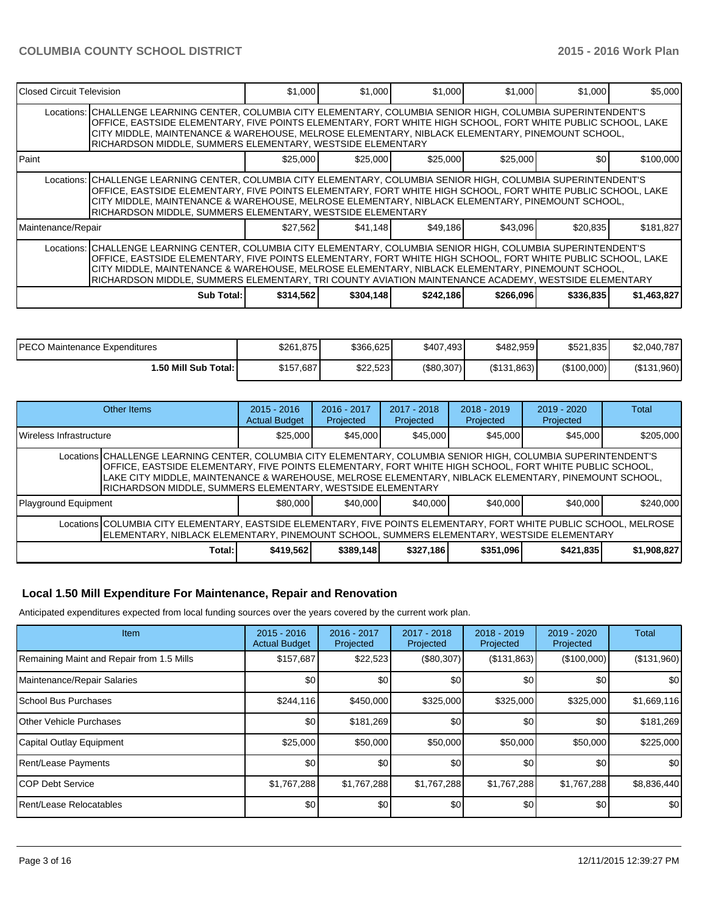| | | | | | | |
|---|---|---|---|---|---|---|
| Closed Circuit Television | $1,000 | $1,000 | $1,000 | $1,000 | $1,000 | $5,000 |
| Locations: CHALLENGE LEARNING CENTER, COLUMBIA CITY ELEMENTARY, COLUMBIA SENIOR HIGH, COLUMBIA SUPERINTENDENT'S OFFICE, EASTSIDE ELEMENTARY, FIVE POINTS ELEMENTARY, FORT WHITE HIGH SCHOOL, FORT WHITE PUBLIC SCHOOL, LAKE CITY MIDDLE, MAINTENANCE & WAREHOUSE, MELROSE ELEMENTARY, NIBLACK ELEMENTARY, PINEMOUNT SCHOOL, RICHARDSON MIDDLE, SUMMERS ELEMENTARY, WESTSIDE ELEMENTARY | | | | | | |
| Paint | $25,000 | $25,000 | $25,000 | $25,000 | $0 | $100,000 |
| Locations: CHALLENGE LEARNING CENTER, COLUMBIA CITY ELEMENTARY, COLUMBIA SENIOR HIGH, COLUMBIA SUPERINTENDENT'S OFFICE, EASTSIDE ELEMENTARY, FIVE POINTS ELEMENTARY, FORT WHITE HIGH SCHOOL, FORT WHITE PUBLIC SCHOOL, LAKE CITY MIDDLE, MAINTENANCE & WAREHOUSE, MELROSE ELEMENTARY, NIBLACK ELEMENTARY, PINEMOUNT SCHOOL, RICHARDSON MIDDLE, SUMMERS ELEMENTARY, WESTSIDE ELEMENTARY | | | | | | |
| Maintenance/Repair | $27,562 | $41,148 | $49,186 | $43,096 | $20,835 | $181,827 |
| Locations: CHALLENGE LEARNING CENTER, COLUMBIA CITY ELEMENTARY, COLUMBIA SENIOR HIGH, COLUMBIA SUPERINTENDENT'S OFFICE, EASTSIDE ELEMENTARY, FIVE POINTS ELEMENTARY, FORT WHITE HIGH SCHOOL, FORT WHITE PUBLIC SCHOOL, LAKE CITY MIDDLE, MAINTENANCE & WAREHOUSE, MELROSE ELEMENTARY, NIBLACK ELEMENTARY, PINEMOUNT SCHOOL, RICHARDSON MIDDLE, SUMMERS ELEMENTARY, TRI COUNTY AVIATION MAINTENANCE ACADEMY, WESTSIDE ELEMENTARY | | | | | | |
| **Sub Total:** | **$314,562** | **$304,148** | **$242,186** | **$266,096** | **$336,835** | **$1,463,827** |

| | | | | | | |
|---|---|---|---|---|---|---|
| PECO Maintenance Expenditures | $261,875 | $366,625 | $407,493 | $482,959 | $521,835 | $2,040,787 |
| **1.50 Mill Sub Total:** | $157,687 | $22,523 | ($80,307) | ($131,863) | ($100,000) | ($131,960) |

| Other Items | 2015 - 2016 Actual Budget | 2016 - 2017 Projected | 2017 - 2018 Projected | 2018 - 2019 Projected | 2019 - 2020 Projected | Total |
|---|---|---|---|---|---|---|
| Wireless Infrastructure | $25,000 | $45,000 | $45,000 | $45,000 | $45,000 | $205,000 |
| Locations CHALLENGE LEARNING CENTER, COLUMBIA CITY ELEMENTARY, COLUMBIA SENIOR HIGH, COLUMBIA SUPERINTENDENT'S OFFICE, EASTSIDE ELEMENTARY, FIVE POINTS ELEMENTARY, FORT WHITE HIGH SCHOOL, FORT WHITE PUBLIC SCHOOL, LAKE CITY MIDDLE, MAINTENANCE & WAREHOUSE, MELROSE ELEMENTARY, NIBLACK ELEMENTARY, PINEMOUNT SCHOOL, RICHARDSON MIDDLE, SUMMERS ELEMENTARY, WESTSIDE ELEMENTARY | | | | | | |
| Playground Equipment | $80,000 | $40,000 | $40,000 | $40,000 | $40,000 | $240,000 |
| Locations COLUMBIA CITY ELEMENTARY, EASTSIDE ELEMENTARY, FIVE POINTS ELEMENTARY, FORT WHITE PUBLIC SCHOOL, MELROSE ELEMENTARY, NIBLACK ELEMENTARY, PINEMOUNT SCHOOL, SUMMERS ELEMENTARY, WESTSIDE ELEMENTARY | | | | | | |
| **Total:** | **$419,562** | **$389,148** | **$327,186** | **$351,096** | **$421,835** | **$1,908,827** |

## Local 1.50 Mill Expenditure For Maintenance, Repair and Renovation

Anticipated expenditures expected from local funding sources over the years covered by the current work plan.

| Item | 2015 - 2016 Actual Budget | 2016 - 2017 Projected | 2017 - 2018 Projected | 2018 - 2019 Projected | 2019 - 2020 Projected | Total |
|---|---|---|---|---|---|---|
| Remaining Maint and Repair from 1.5 Mills | $157,687 | $22,523 | ($80,307) | ($131,863) | ($100,000) | ($131,960) |
| Maintenance/Repair Salaries | $0 | $0 | $0 | $0 | $0 | $0 |
| School Bus Purchases | $244,116 | $450,000 | $325,000 | $325,000 | $325,000 | $1,669,116 |
| Other Vehicle Purchases | $0 | $181,269 | $0 | $0 | $0 | $181,269 |
| Capital Outlay Equipment | $25,000 | $50,000 | $50,000 | $50,000 | $50,000 | $225,000 |
| Rent/Lease Payments | $0 | $0 | $0 | $0 | $0 | $0 |
| COP Debt Service | $1,767,288 | $1,767,288 | $1,767,288 | $1,767,288 | $1,767,288 | $8,836,440 |
| Rent/Lease Relocatables | $0 | $0 | $0 | $0 | $0 | $0 |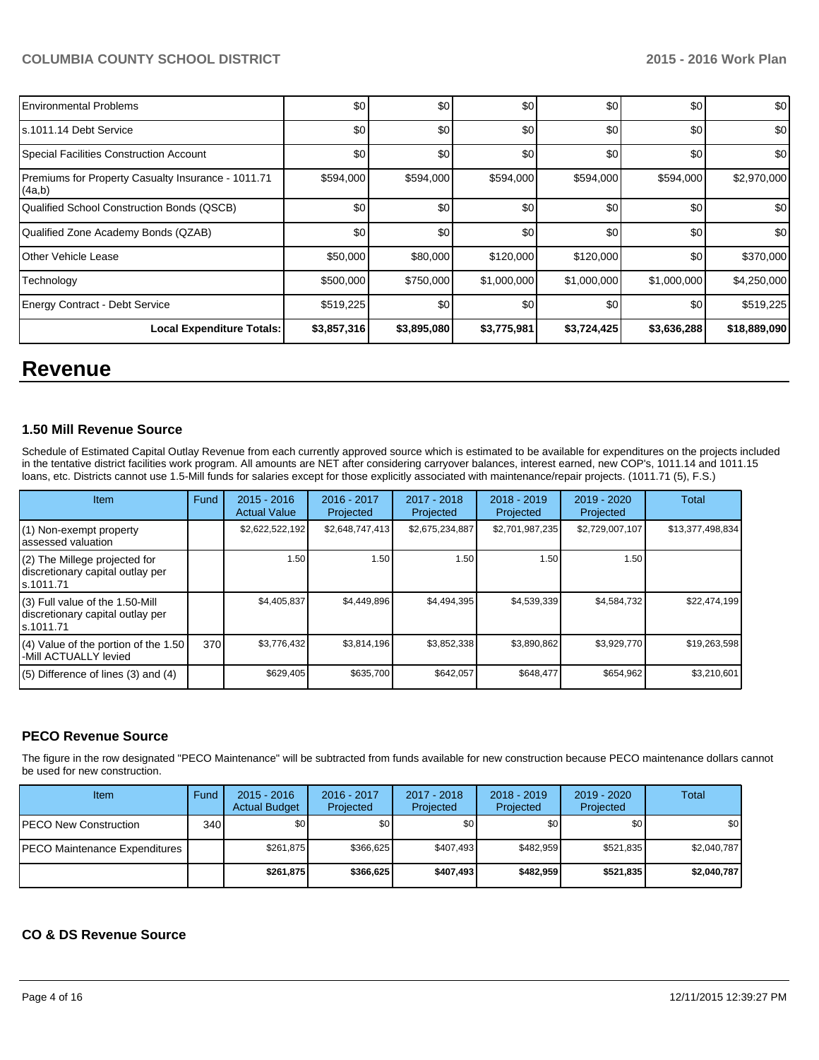| | | | | | | |
|---|---|---|---|---|---|---|
| Environmental Problems | $0 | $0 | $0 | $0 | $0 | $0 |
| s.1011.14 Debt Service | $0 | $0 | $0 | $0 | $0 | $0 |
| Special Facilities Construction Account | $0 | $0 | $0 | $0 | $0 | $0 |
| Premiums for Property Casualty Insurance - 1011.71 (4a,b) | $594,000 | $594,000 | $594,000 | $594,000 | $594,000 | $2,970,000 |
| Qualified School Construction Bonds (QSCB) | $0 | $0 | $0 | $0 | $0 | $0 |
| Qualified Zone Academy Bonds (QZAB) | $0 | $0 | $0 | $0 | $0 | $0 |
| Other Vehicle Lease | $50,000 | $80,000 | $120,000 | $120,000 | $0 | $370,000 |
| Technology | $500,000 | $750,000 | $1,000,000 | $1,000,000 | $1,000,000 | $4,250,000 |
| Energy Contract - Debt Service | $519,225 | $0 | $0 | $0 | $0 | $519,225 |
| **Local Expenditure Totals:** | **$3,857,316** | **$3,895,080** | **$3,775,981** | **$3,724,425** | **$3,636,288** | **$18,889,090** |

# Revenue

### 1.50 Mill Revenue Source

Schedule of Estimated Capital Outlay Revenue from each currently approved source which is estimated to be available for expenditures on the projects included in the tentative district facilities work program. All amounts are NET after considering carryover balances, interest earned, new COP's, 1011.14 and 1011.15 loans, etc. Districts cannot use 1.5-Mill funds for salaries except for those explicitly associated with maintenance/repair projects. (1011.71 (5), F.S.)

| Item | Fund | 2015 - 2016 Actual Value | 2016 - 2017 Projected | 2017 - 2018 Projected | 2018 - 2019 Projected | 2019 - 2020 Projected | Total |
|---|---|---|---|---|---|---|---|
| (1) Non-exempt property assessed valuation | | $2,622,522,192 | $2,648,747,413 | $2,675,234,887 | $2,701,987,235 | $2,729,007,107 | $13,377,498,834 |
| (2) The Millege projected for discretionary capital outlay per s.1011.71 | | 1.50 | 1.50 | 1.50 | 1.50 | 1.50 | |
| (3) Full value of the 1.50-Mill discretionary capital outlay per s.1011.71 | | $4,405,837 | $4,449,896 | $4,494,395 | $4,539,339 | $4,584,732 | $22,474,199 |
| (4) Value of the portion of the 1.50 -Mill ACTUALLY levied | 370 | $3,776,432 | $3,814,196 | $3,852,338 | $3,890,862 | $3,929,770 | $19,263,598 |
| (5) Difference of lines (3) and (4) | | $629,405 | $635,700 | $642,057 | $648,477 | $654,962 | $3,210,601 |

### PECO Revenue Source

The figure in the row designated "PECO Maintenance" will be subtracted from funds available for new construction because PECO maintenance dollars cannot be used for new construction.

| Item | Fund | 2015 - 2016 Actual Budget | 2016 - 2017 Projected | 2017 - 2018 Projected | 2018 - 2019 Projected | 2019 - 2020 Projected | Total |
|---|---|---|---|---|---|---|---|
| PECO New Construction | 340 | $0 | $0 | $0 | $0 | $0 | $0 |
| PECO Maintenance Expenditures | | $261,875 | $366,625 | $407,493 | $482,959 | $521,835 | $2,040,787 |
| | | **$261,875** | **$366,625** | **$407,493** | **$482,959** | **$521,835** | **$2,040,787** |

### CO & DS Revenue Source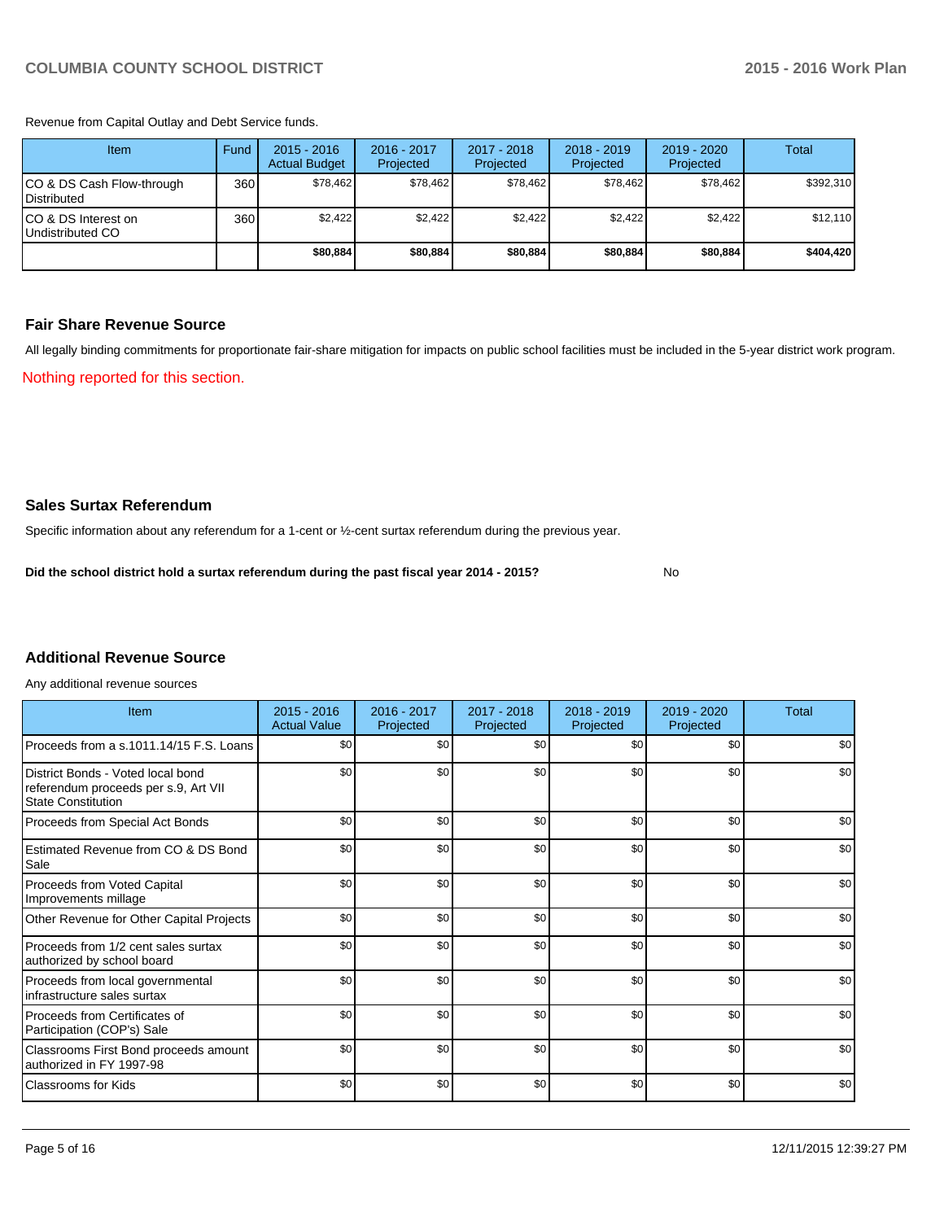Revenue from Capital Outlay and Debt Service funds.

| Item | Fund | 2015 - 2016 Actual Budget | 2016 - 2017 Projected | 2017 - 2018 Projected | 2018 - 2019 Projected | 2019 - 2020 Projected | Total |
|---|---|---|---|---|---|---|---|
| CO & DS Cash Flow-through Distributed | 360 | $78,462 | $78,462 | $78,462 | $78,462 | $78,462 | $392,310 |
| CO & DS Interest on Undistributed CO | 360 | $2,422 | $2,422 | $2,422 | $2,422 | $2,422 | $12,110 |
| | | **$80,884** | **$80,884** | **$80,884** | **$80,884** | **$80,884** | **$404,420** |

## Fair Share Revenue Source

All legally binding commitments for proportionate fair-share mitigation for impacts on public school facilities must be included in the 5-year district work program.

Nothing reported for this section.

## Sales Surtax Referendum

Specific information about any referendum for a 1-cent or ½-cent surtax referendum during the previous year.

**Did the school district hold a surtax referendum during the past fiscal year 2014 - 2015?** No

## Additional Revenue Source

Any additional revenue sources

| Item | 2015 - 2016 Actual Value | 2016 - 2017 Projected | 2017 - 2018 Projected | 2018 - 2019 Projected | 2019 - 2020 Projected | Total |
|---|---|---|---|---|---|---|
| Proceeds from a s.1011.14/15 F.S. Loans | $0 | $0 | $0 | $0 | $0 | $0 |
| District Bonds - Voted local bond referendum proceeds per s.9, Art VII State Constitution | $0 | $0 | $0 | $0 | $0 | $0 |
| Proceeds from Special Act Bonds | $0 | $0 | $0 | $0 | $0 | $0 |
| Estimated Revenue from CO & DS Bond Sale | $0 | $0 | $0 | $0 | $0 | $0 |
| Proceeds from Voted Capital Improvements millage | $0 | $0 | $0 | $0 | $0 | $0 |
| Other Revenue for Other Capital Projects | $0 | $0 | $0 | $0 | $0 | $0 |
| Proceeds from 1/2 cent sales surtax authorized by school board | $0 | $0 | $0 | $0 | $0 | $0 |
| Proceeds from local governmental infrastructure sales surtax | $0 | $0 | $0 | $0 | $0 | $0 |
| Proceeds from Certificates of Participation (COP's) Sale | $0 | $0 | $0 | $0 | $0 | $0 |
| Classrooms First Bond proceeds amount authorized in FY 1997-98 | $0 | $0 | $0 | $0 | $0 | $0 |
| Classrooms for Kids | $0 | $0 | $0 | $0 | $0 | $0 |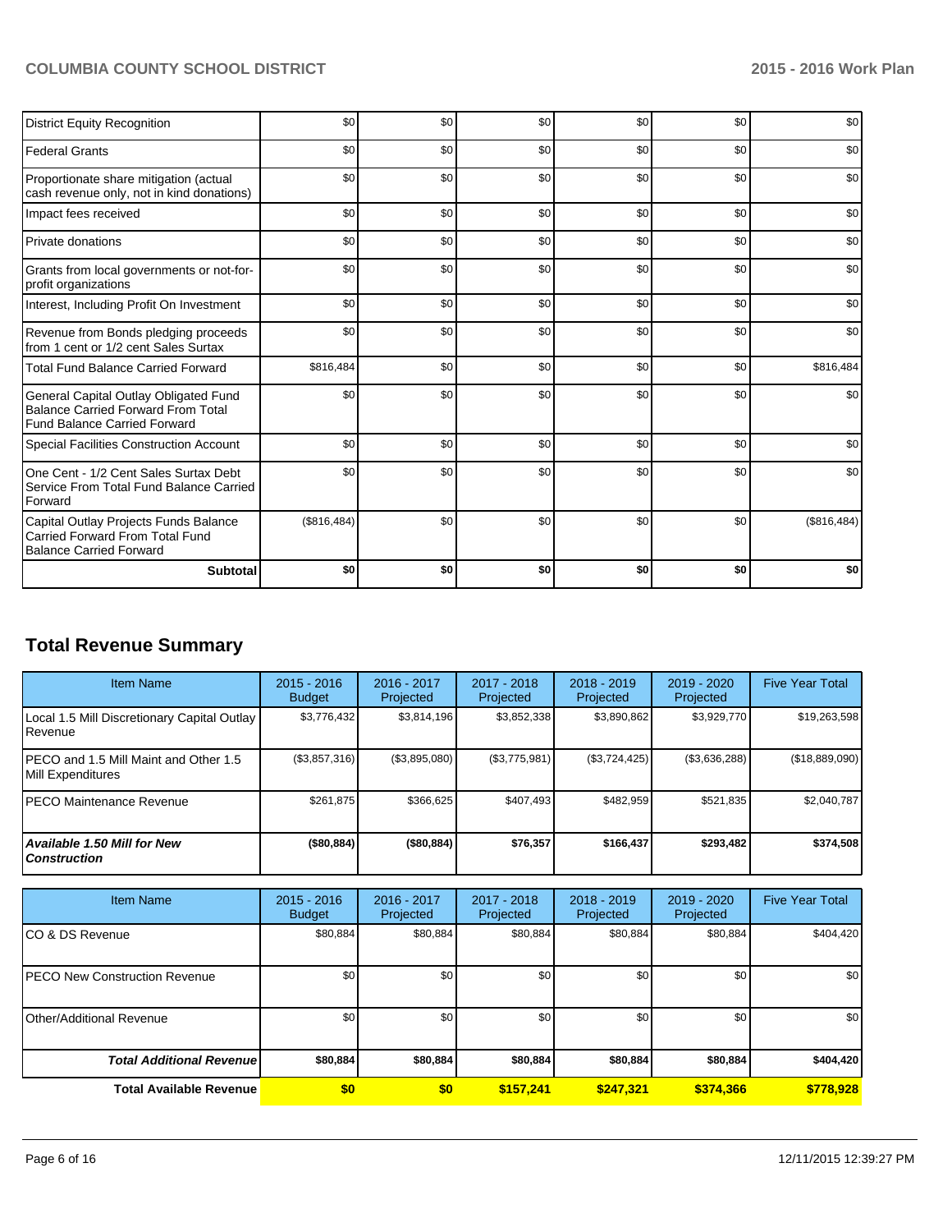| | | | | | | |
|---|---|---|---|---|---|---|
| District Equity Recognition | $0 | $0 | $0 | $0 | $0 | $0 |
| Federal Grants | $0 | $0 | $0 | $0 | $0 | $0 |
| Proportionate share mitigation (actual cash revenue only, not in kind donations) | $0 | $0 | $0 | $0 | $0 | $0 |
| Impact fees received | $0 | $0 | $0 | $0 | $0 | $0 |
| Private donations | $0 | $0 | $0 | $0 | $0 | $0 |
| Grants from local governments or not-for-profit organizations | $0 | $0 | $0 | $0 | $0 | $0 |
| Interest, Including Profit On Investment | $0 | $0 | $0 | $0 | $0 | $0 |
| Revenue from Bonds pledging proceeds from 1 cent or 1/2 cent Sales Surtax | $0 | $0 | $0 | $0 | $0 | $0 |
| Total Fund Balance Carried Forward | $816,484 | $0 | $0 | $0 | $0 | $816,484 |
| General Capital Outlay Obligated Fund Balance Carried Forward From Total Fund Balance Carried Forward | $0 | $0 | $0 | $0 | $0 | $0 |
| Special Facilities Construction Account | $0 | $0 | $0 | $0 | $0 | $0 |
| One Cent - 1/2 Cent Sales Surtax Debt Service From Total Fund Balance Carried Forward | $0 | $0 | $0 | $0 | $0 | $0 |
| Capital Outlay Projects Funds Balance Carried Forward From Total Fund Balance Carried Forward | ($816,484) | $0 | $0 | $0 | $0 | ($816,484) |
| **Subtotal** | **$0** | **$0** | **$0** | **$0** | **$0** | **$0** |

## Total Revenue Summary

| Item Name | 2015 - 2016 Budget | 2016 - 2017 Projected | 2017 - 2018 Projected | 2018 - 2019 Projected | 2019 - 2020 Projected | Five Year Total |
|---|---|---|---|---|---|---|
| Local 1.5 Mill Discretionary Capital Outlay Revenue | $3,776,432 | $3,814,196 | $3,852,338 | $3,890,862 | $3,929,770 | $19,263,598 |
| PECO and 1.5 Mill Maint and Other 1.5 Mill Expenditures | ($3,857,316) | ($3,895,080) | ($3,775,981) | ($3,724,425) | ($3,636,288) | ($18,889,090) |
| PECO Maintenance Revenue | $261,875 | $366,625 | $407,493 | $482,959 | $521,835 | $2,040,787 |
| ***Available 1.50 Mill for New Construction*** | **($80,884)** | **($80,884)** | **$76,357** | **$166,437** | **$293,482** | **$374,508** |

| Item Name | 2015 - 2016 Budget | 2016 - 2017 Projected | 2017 - 2018 Projected | 2018 - 2019 Projected | 2019 - 2020 Projected | Five Year Total |
|---|---|---|---|---|---|---|
| CO & DS Revenue | $80,884 | $80,884 | $80,884 | $80,884 | $80,884 | $404,420 |
| PECO New Construction Revenue | $0 | $0 | $0 | $0 | $0 | $0 |
| Other/Additional Revenue | $0 | $0 | $0 | $0 | $0 | $0 |
| ***Total Additional Revenue*** | **$80,884** | **$80,884** | **$80,884** | **$80,884** | **$80,884** | **$404,420** |
| **Total Available Revenue** | **$0** | **$0** | **$157,241** | **$247,321** | **$374,366** | **$778,928** |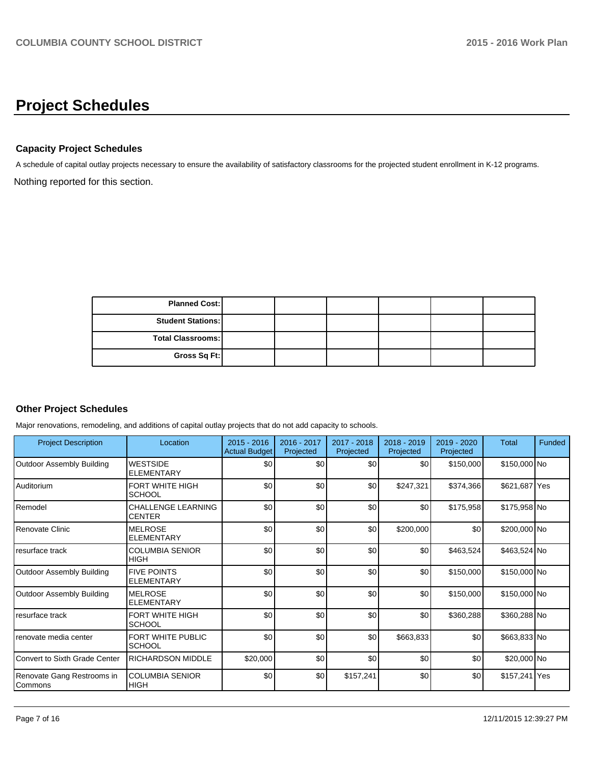# Project Schedules

### Capacity Project Schedules

A schedule of capital outlay projects necessary to ensure the availability of satisfactory classrooms for the projected student enrollment in K-12 programs.

Nothing reported for this section.

| | | | | | |
|---|---|---|---|---|---|
| **Planned Cost:** | | | | | |
| **Student Stations:** | | | | | |
| **Total Classrooms:** | | | | | |
| **Gross Sq Ft:** | | | | | |

### Other Project Schedules

Major renovations, remodeling, and additions of capital outlay projects that do not add capacity to schools.

| Project Description | Location | 2015 - 2016 Actual Budget | 2016 - 2017 Projected | 2017 - 2018 Projected | 2018 - 2019 Projected | 2019 - 2020 Projected | Total | Funded |
|---|---|---|---|---|---|---|---|---|
| Outdoor Assembly Building | WESTSIDE ELEMENTARY | $0 | $0 | $0 | $0 | $150,000 | $150,000 | No |
| Auditorium | FORT WHITE HIGH SCHOOL | $0 | $0 | $0 | $247,321 | $374,366 | $621,687 | Yes |
| Remodel | CHALLENGE LEARNING CENTER | $0 | $0 | $0 | $0 | $175,958 | $175,958 | No |
| Renovate Clinic | MELROSE ELEMENTARY | $0 | $0 | $0 | $200,000 | $0 | $200,000 | No |
| resurface track | COLUMBIA SENIOR HIGH | $0 | $0 | $0 | $0 | $463,524 | $463,524 | No |
| Outdoor Assembly Building | FIVE POINTS ELEMENTARY | $0 | $0 | $0 | $0 | $150,000 | $150,000 | No |
| Outdoor Assembly Building | MELROSE ELEMENTARY | $0 | $0 | $0 | $0 | $150,000 | $150,000 | No |
| resurface track | FORT WHITE HIGH SCHOOL | $0 | $0 | $0 | $0 | $360,288 | $360,288 | No |
| renovate media center | FORT WHITE PUBLIC SCHOOL | $0 | $0 | $0 | $663,833 | $0 | $663,833 | No |
| Convert to Sixth Grade Center | RICHARDSON MIDDLE | $20,000 | $0 | $0 | $0 | $0 | $20,000 | No |
| Renovate Gang Restrooms in Commons | COLUMBIA SENIOR HIGH | $0 | $0 | $157,241 | $0 | $0 | $157,241 | Yes |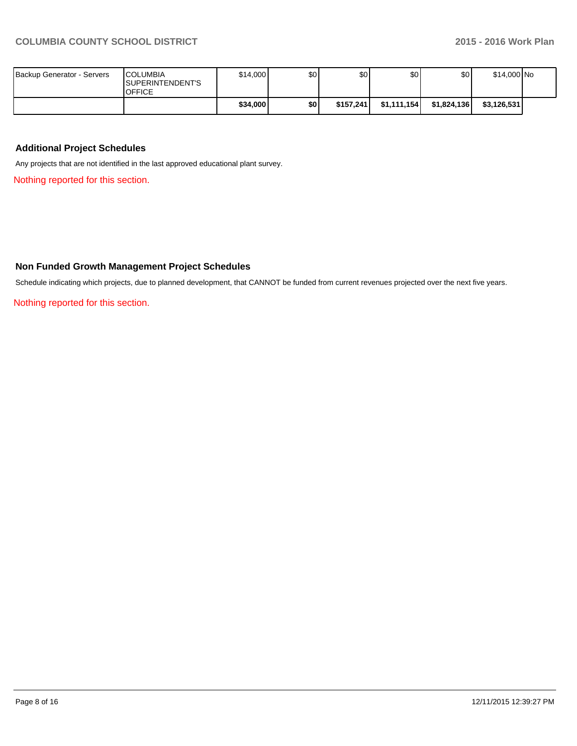| | | | | | | | | |
|---|---|---|---|---|---|---|---|---|
| Backup Generator - Servers | COLUMBIA SUPERINTENDENT'S OFFICE | $14,000 | $0 | $0 | $0 | $0 | $14,000 | No |
| | | **$34,000** | **$0** | **$157,241** | **$1,111,154** | **$1,824,136** | **$3,126,531** | |

### Additional Project Schedules

Any projects that are not identified in the last approved educational plant survey.

Nothing reported for this section.

### Non Funded Growth Management Project Schedules

Schedule indicating which projects, due to planned development, that CANNOT be funded from current revenues projected over the next five years.

Nothing reported for this section.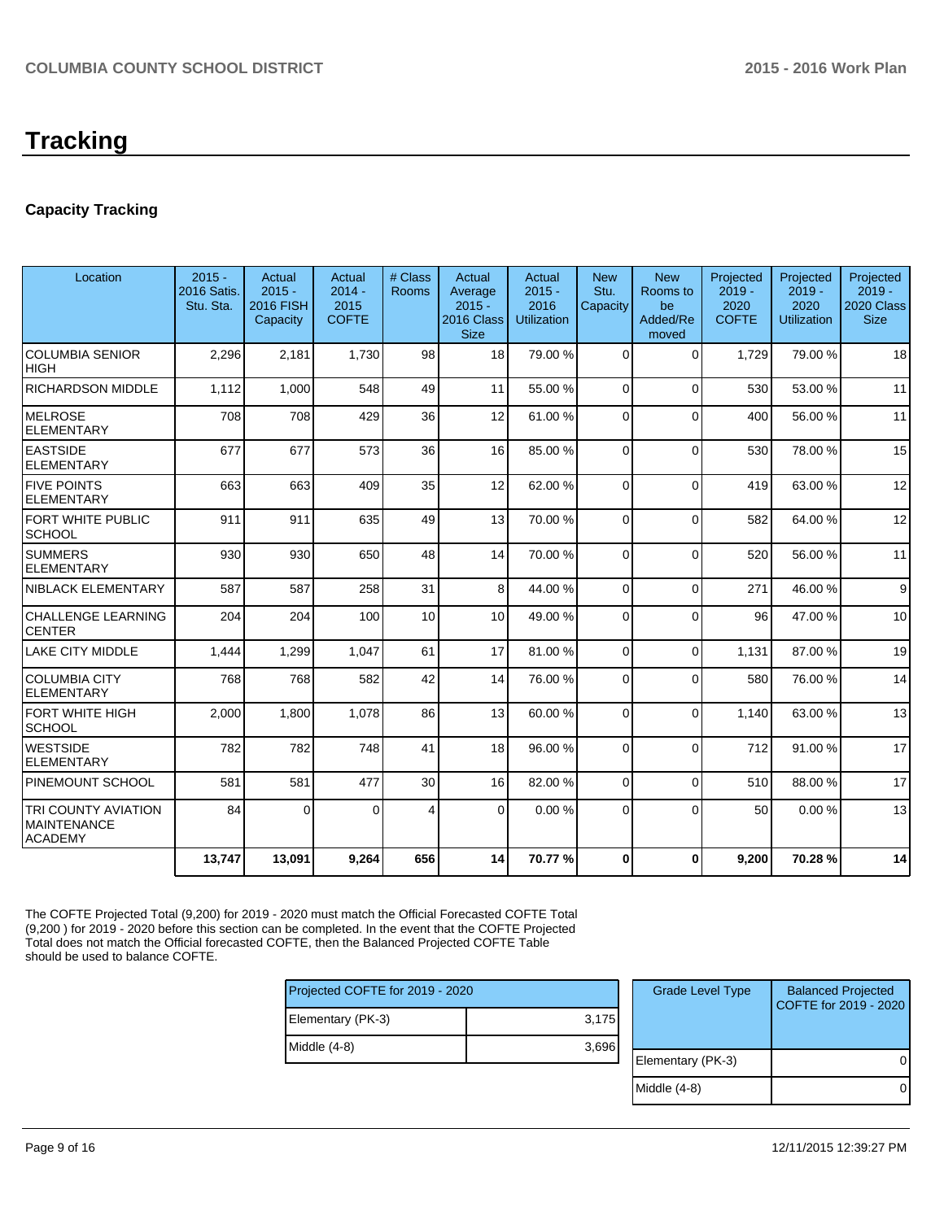# Tracking

## Capacity Tracking

| Location | 2015 - 2016 Satis. Stu. Sta. | Actual 2015 - 2016 FISH Capacity | Actual 2014 - 2015 COFTE | # Class Rooms | Actual Average 2015 - 2016 Class Size | Actual 2015 - 2016 Utilization | New Stu. Capacity | New Rooms to be Added/Removed | Projected 2019 - 2020 COFTE | Projected 2019 - 2020 Utilization | Projected 2019 - 2020 Class Size |
|---|---|---|---|---|---|---|---|---|---|---|---|
| COLUMBIA SENIOR HIGH | 2,296 | 2,181 | 1,730 | 98 | 18 | 79.00 % | 0 | 0 | 1,729 | 79.00 % | 18 |
| RICHARDSON MIDDLE | 1,112 | 1,000 | 548 | 49 | 11 | 55.00 % | 0 | 0 | 530 | 53.00 % | 11 |
| MELROSE ELEMENTARY | 708 | 708 | 429 | 36 | 12 | 61.00 % | 0 | 0 | 400 | 56.00 % | 11 |
| EASTSIDE ELEMENTARY | 677 | 677 | 573 | 36 | 16 | 85.00 % | 0 | 0 | 530 | 78.00 % | 15 |
| FIVE POINTS ELEMENTARY | 663 | 663 | 409 | 35 | 12 | 62.00 % | 0 | 0 | 419 | 63.00 % | 12 |
| FORT WHITE PUBLIC SCHOOL | 911 | 911 | 635 | 49 | 13 | 70.00 % | 0 | 0 | 582 | 64.00 % | 12 |
| SUMMERS ELEMENTARY | 930 | 930 | 650 | 48 | 14 | 70.00 % | 0 | 0 | 520 | 56.00 % | 11 |
| NIBLACK ELEMENTARY | 587 | 587 | 258 | 31 | 8 | 44.00 % | 0 | 0 | 271 | 46.00 % | 9 |
| CHALLENGE LEARNING CENTER | 204 | 204 | 100 | 10 | 10 | 49.00 % | 0 | 0 | 96 | 47.00 % | 10 |
| LAKE CITY MIDDLE | 1,444 | 1,299 | 1,047 | 61 | 17 | 81.00 % | 0 | 0 | 1,131 | 87.00 % | 19 |
| COLUMBIA CITY ELEMENTARY | 768 | 768 | 582 | 42 | 14 | 76.00 % | 0 | 0 | 580 | 76.00 % | 14 |
| FORT WHITE HIGH SCHOOL | 2,000 | 1,800 | 1,078 | 86 | 13 | 60.00 % | 0 | 0 | 1,140 | 63.00 % | 13 |
| WESTSIDE ELEMENTARY | 782 | 782 | 748 | 41 | 18 | 96.00 % | 0 | 0 | 712 | 91.00 % | 17 |
| PINEMOUNT SCHOOL | 581 | 581 | 477 | 30 | 16 | 82.00 % | 0 | 0 | 510 | 88.00 % | 17 |
| TRI COUNTY AVIATION MAINTENANCE ACADEMY | 84 | 0 | 0 | 4 | 0 | 0.00 % | 0 | 0 | 50 | 0.00 % | 13 |
| | **13,747** | **13,091** | **9,264** | **656** | **14** | **70.77 %** | **0** | **0** | **9,200** | **70.28 %** | **14** |

The COFTE Projected Total (9,200) for 2019 - 2020 must match the Official Forecasted COFTE Total (9,200 ) for 2019 - 2020 before this section can be completed. In the event that the COFTE Projected Total does not match the Official forecasted COFTE, then the Balanced Projected COFTE Table should be used to balance COFTE.

| Projected COFTE for 2019 - 2020 | |
|---|---|
| Elementary (PK-3) | 3,175 |
| Middle (4-8) | 3,696 |

| Grade Level Type | Balanced Projected COFTE for 2019 - 2020 |
|---|---|
| Elementary (PK-3) | 0 |
| Middle (4-8) | 0 |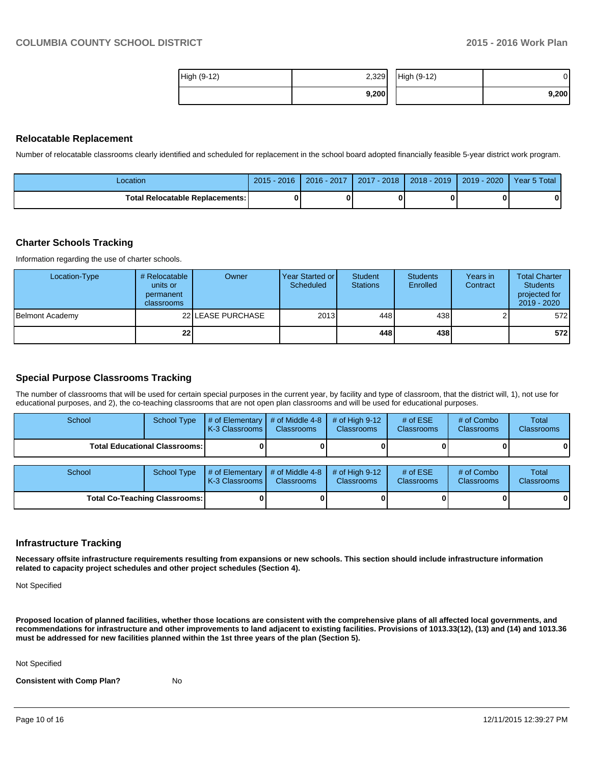| High (9-12) | 2,329 |
|---|---|
| | **9,200** |

| High (9-12) | 0 |
|---|---|
| | **9,200** |

## Relocatable Replacement

Number of relocatable classrooms clearly identified and scheduled for replacement in the school board adopted financially feasible 5-year district work program.

| Location | 2015 - 2016 | 2016 - 2017 | 2017 - 2018 | 2018 - 2019 | 2019 - 2020 | Year 5 Total |
|---|---|---|---|---|---|---|
| **Total Relocatable Replacements:** | **0** | **0** | **0** | **0** | **0** | **0** |

## Charter Schools Tracking

Information regarding the use of charter schools.

| Location-Type | # Relocatable units or permanent classrooms | Owner | Year Started or Scheduled | Student Stations | Students Enrolled | Years in Contract | Total Charter Students projected for 2019 - 2020 |
|---|---|---|---|---|---|---|---|
| Belmont Academy | 22 | LEASE PURCHASE | 2013 | 448 | 438 | 2 | 572 |
| | **22** | | | **448** | **438** | | **572** |

## Special Purpose Classrooms Tracking

The number of classrooms that will be used for certain special purposes in the current year, by facility and type of classroom, that the district will, 1), not use for educational purposes, and 2), the co-teaching classrooms that are not open plan classrooms and will be used for educational purposes.

| School | School Type | # of Elementary K-3 Classrooms | # of Middle 4-8 Classrooms | # of High 9-12 Classrooms | # of ESE Classrooms | # of Combo Classrooms | Total Classrooms |
|---|---|---|---|---|---|---|---|
| **Total Educational Classrooms:** | | **0** | **0** | **0** | **0** | **0** | **0** |

| School | School Type | # of Elementary K-3 Classrooms | # of Middle 4-8 Classrooms | # of High 9-12 Classrooms | # of ESE Classrooms | # of Combo Classrooms | Total Classrooms |
|---|---|---|---|---|---|---|---|
| **Total Co-Teaching Classrooms:** | | **0** | **0** | **0** | **0** | **0** | **0** |

## Infrastructure Tracking

**Necessary offsite infrastructure requirements resulting from expansions or new schools. This section should include infrastructure information related to capacity project schedules and other project schedules (Section 4).**

Not Specified

**Proposed location of planned facilities, whether those locations are consistent with the comprehensive plans of all affected local governments, and recommendations for infrastructure and other improvements to land adjacent to existing facilities. Provisions of 1013.33(12), (13) and (14) and 1013.36 must be addressed for new facilities planned within the 1st three years of the plan (Section 5).**

Not Specified

**Consistent with Comp Plan?** No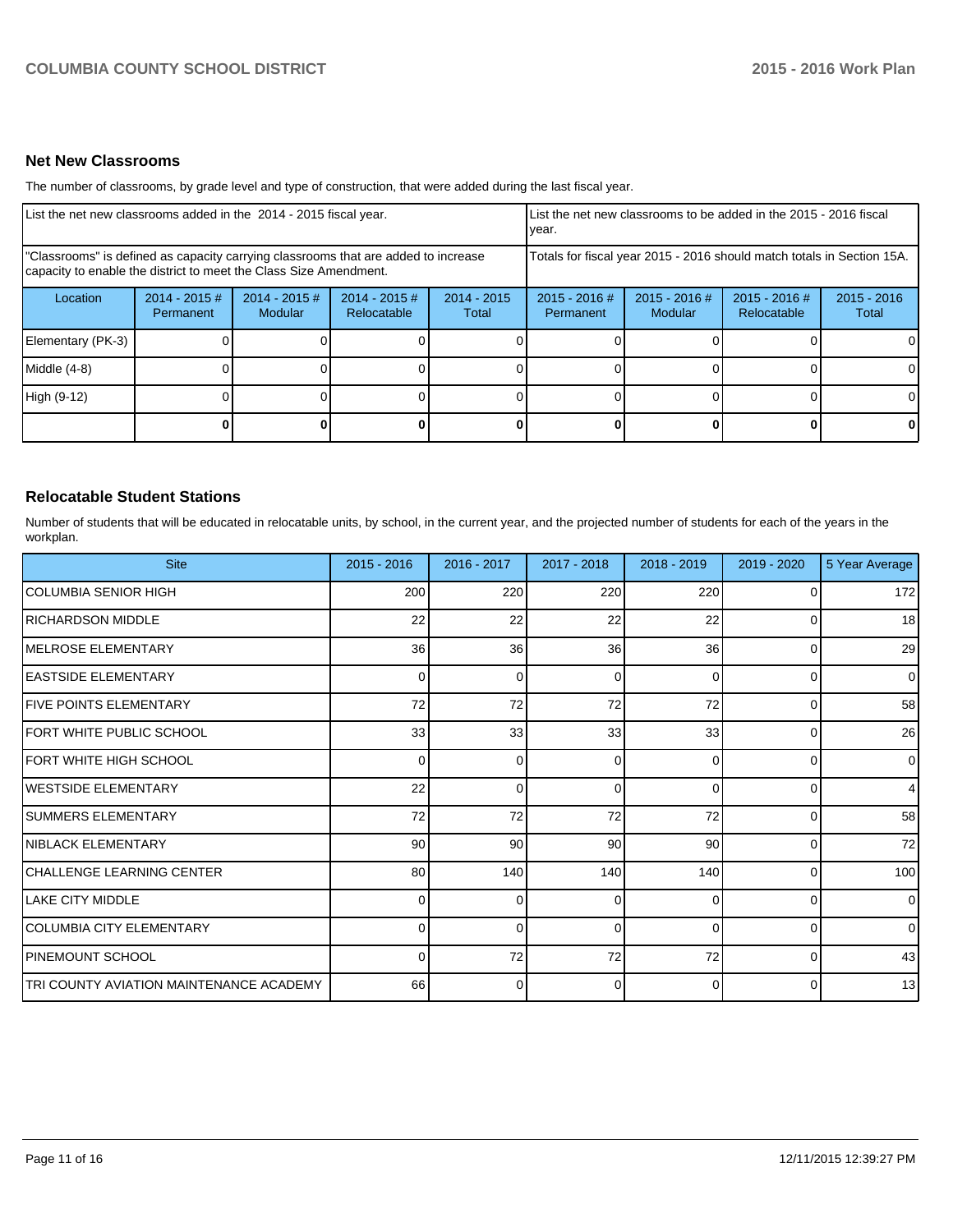## Net New Classrooms

The number of classrooms, by grade level and type of construction, that were added during the last fiscal year.

| List the net new classrooms added in the 2014 - 2015 fiscal year. | | | | | List the net new classrooms to be added in the 2015 - 2016 fiscal year. | | | |
|---|---|---|---|---|---|---|---|---|
| "Classrooms" is defined as capacity carrying classrooms that are added to increase capacity to enable the district to meet the Class Size Amendment. | | | | | Totals for fiscal year 2015 - 2016 should match totals in Section 15A. | | | |
| Location | 2014 - 2015 # Permanent | 2014 - 2015 # Modular | 2014 - 2015 # Relocatable | 2014 - 2015 Total | 2015 - 2016 # Permanent | 2015 - 2016 # Modular | 2015 - 2016 # Relocatable | 2015 - 2016 Total |
| Elementary (PK-3) | 0 | 0 | 0 | 0 | 0 | 0 | 0 | 0 |
| Middle (4-8) | 0 | 0 | 0 | 0 | 0 | 0 | 0 | 0 |
| High (9-12) | 0 | 0 | 0 | 0 | 0 | 0 | 0 | 0 |
| | **0** | **0** | **0** | **0** | **0** | **0** | **0** | **0** |

## Relocatable Student Stations

Number of students that will be educated in relocatable units, by school, in the current year, and the projected number of students for each of the years in the workplan.

| Site | 2015 - 2016 | 2016 - 2017 | 2017 - 2018 | 2018 - 2019 | 2019 - 2020 | 5 Year Average |
|---|---|---|---|---|---|---|
| COLUMBIA SENIOR HIGH | 200 | 220 | 220 | 220 | 0 | 172 |
| RICHARDSON MIDDLE | 22 | 22 | 22 | 22 | 0 | 18 |
| MELROSE ELEMENTARY | 36 | 36 | 36 | 36 | 0 | 29 |
| EASTSIDE ELEMENTARY | 0 | 0 | 0 | 0 | 0 | 0 |
| FIVE POINTS ELEMENTARY | 72 | 72 | 72 | 72 | 0 | 58 |
| FORT WHITE PUBLIC SCHOOL | 33 | 33 | 33 | 33 | 0 | 26 |
| FORT WHITE HIGH SCHOOL | 0 | 0 | 0 | 0 | 0 | 0 |
| WESTSIDE ELEMENTARY | 22 | 0 | 0 | 0 | 0 | 4 |
| SUMMERS ELEMENTARY | 72 | 72 | 72 | 72 | 0 | 58 |
| NIBLACK ELEMENTARY | 90 | 90 | 90 | 90 | 0 | 72 |
| CHALLENGE LEARNING CENTER | 80 | 140 | 140 | 140 | 0 | 100 |
| LAKE CITY MIDDLE | 0 | 0 | 0 | 0 | 0 | 0 |
| COLUMBIA CITY ELEMENTARY | 0 | 0 | 0 | 0 | 0 | 0 |
| PINEMOUNT SCHOOL | 0 | 72 | 72 | 72 | 0 | 43 |
| TRI COUNTY AVIATION MAINTENANCE ACADEMY | 66 | 0 | 0 | 0 | 0 | 13 |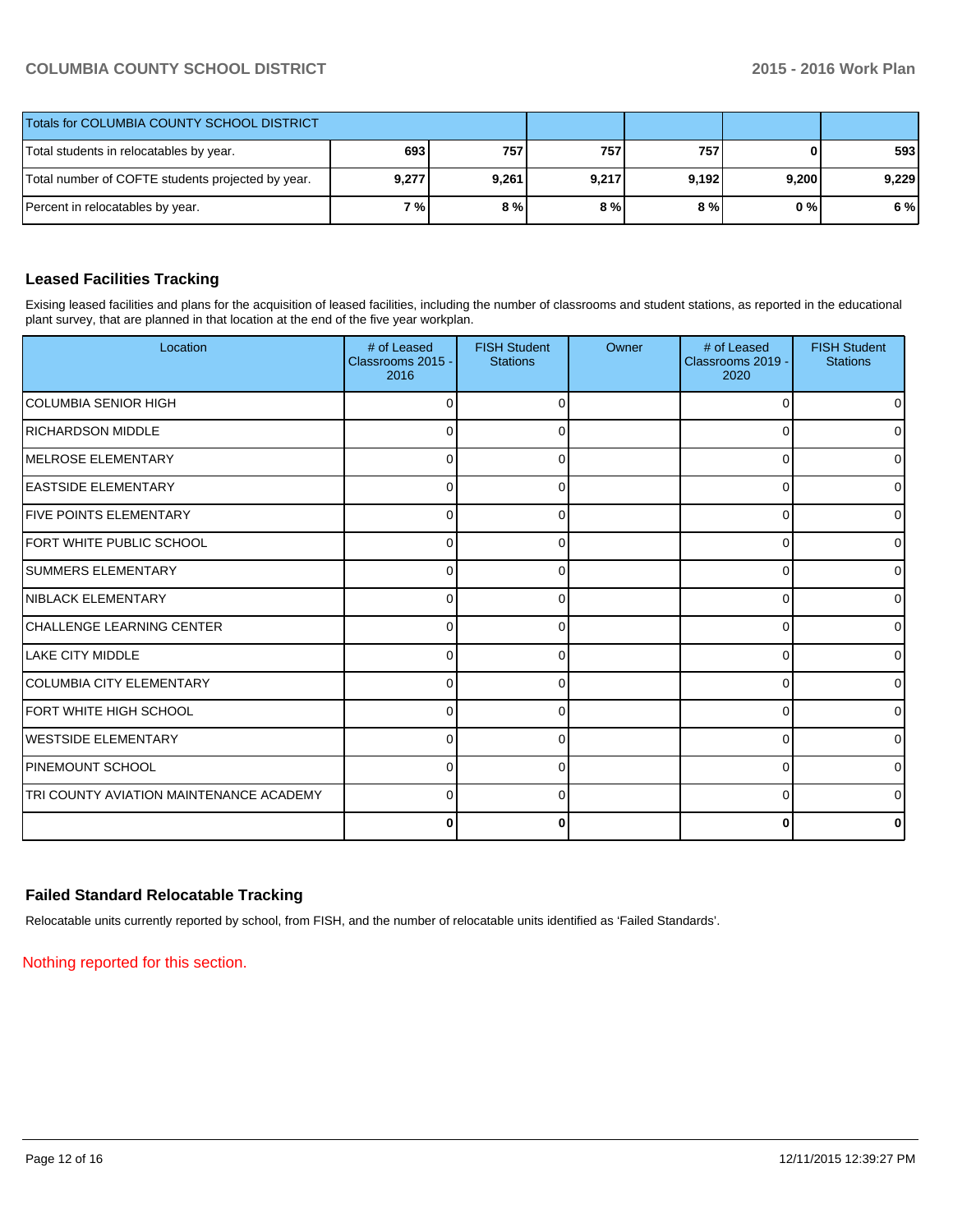| Totals for COLUMBIA COUNTY SCHOOL DISTRICT | | | | | | |
|---|---|---|---|---|---|---|
| Total students in relocatables by year. | 693 | 757 | 757 | 757 | 0 | 593 |
| Total number of COFTE students projected by year. | 9,277 | 9,261 | 9,217 | 9,192 | 9,200 | 9,229 |
| Percent in relocatables by year. | 7 % | 8 % | 8 % | 8 % | 0 % | 6 % |

## Leased Facilities Tracking

Exising leased facilities and plans for the acquisition of leased facilities, including the number of classrooms and student stations, as reported in the educational plant survey, that are planned in that location at the end of the five year workplan.

| Location | # of Leased Classrooms 2015 - 2016 | FISH Student Stations | Owner | # of Leased Classrooms 2019 - 2020 | FISH Student Stations |
|---|---|---|---|---|---|
| COLUMBIA SENIOR HIGH | 0 | 0 | | 0 | 0 |
| RICHARDSON MIDDLE | 0 | 0 | | 0 | 0 |
| MELROSE ELEMENTARY | 0 | 0 | | 0 | 0 |
| EASTSIDE ELEMENTARY | 0 | 0 | | 0 | 0 |
| FIVE POINTS ELEMENTARY | 0 | 0 | | 0 | 0 |
| FORT WHITE PUBLIC SCHOOL | 0 | 0 | | 0 | 0 |
| SUMMERS ELEMENTARY | 0 | 0 | | 0 | 0 |
| NIBLACK ELEMENTARY | 0 | 0 | | 0 | 0 |
| CHALLENGE LEARNING CENTER | 0 | 0 | | 0 | 0 |
| LAKE CITY MIDDLE | 0 | 0 | | 0 | 0 |
| COLUMBIA CITY ELEMENTARY | 0 | 0 | | 0 | 0 |
| FORT WHITE HIGH SCHOOL | 0 | 0 | | 0 | 0 |
| WESTSIDE ELEMENTARY | 0 | 0 | | 0 | 0 |
| PINEMOUNT SCHOOL | 0 | 0 | | 0 | 0 |
| TRI COUNTY AVIATION MAINTENANCE ACADEMY | 0 | 0 | | 0 | 0 |
| | **0** | **0** | | **0** | **0** |

## Failed Standard Relocatable Tracking

Relocatable units currently reported by school, from FISH, and the number of relocatable units identified as 'Failed Standards'.

Nothing reported for this section.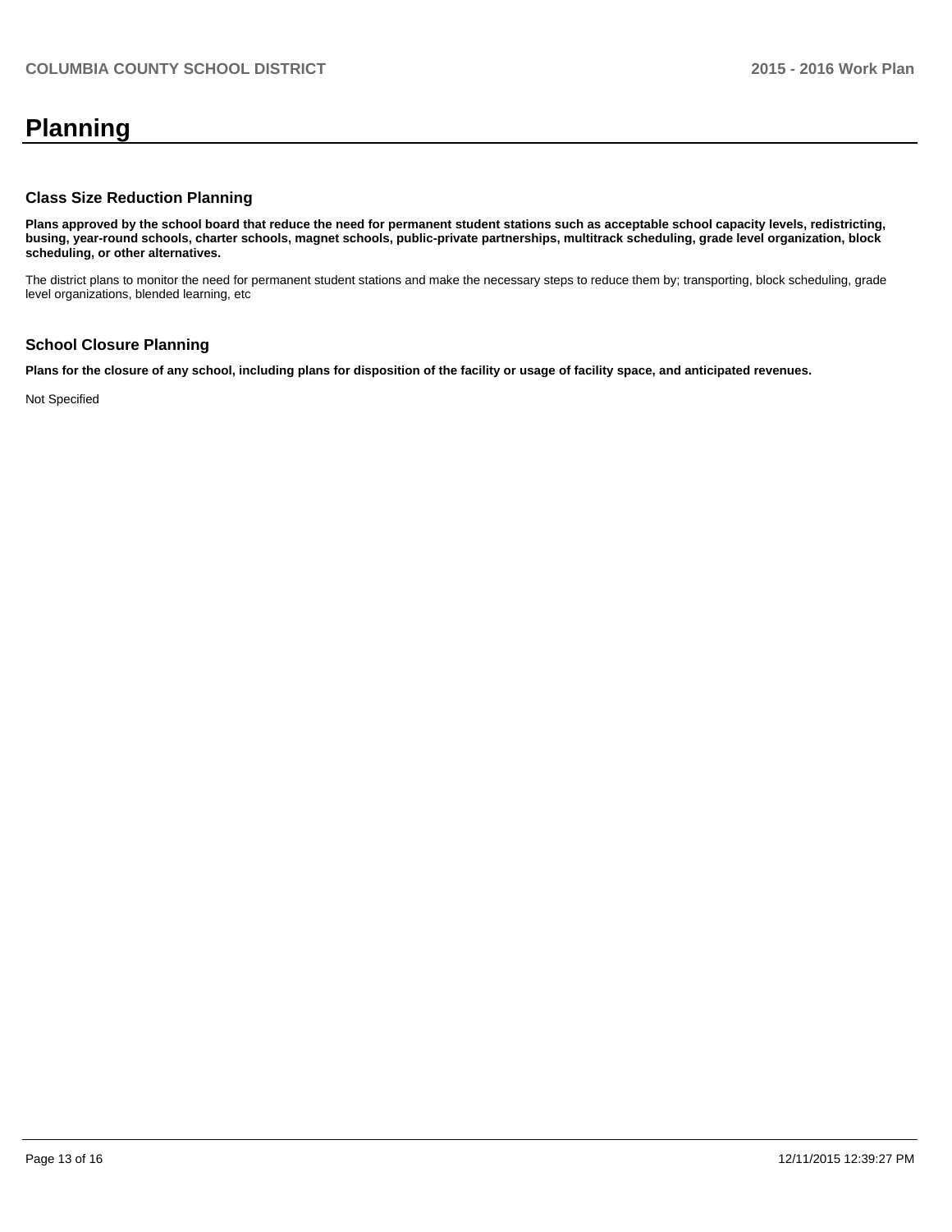# Planning

## Class Size Reduction Planning

**Plans approved by the school board that reduce the need for permanent student stations such as acceptable school capacity levels, redistricting, busing, year-round schools, charter schools, magnet schools, public-private partnerships, multitrack scheduling, grade level organization, block scheduling, or other alternatives.**

The district plans to monitor the need for permanent student stations and make the necessary steps to reduce them by; transporting, block scheduling, grade level organizations, blended learning, etc

## School Closure Planning

**Plans for the closure of any school, including plans for disposition of the facility or usage of facility space, and anticipated revenues.**

Not Specified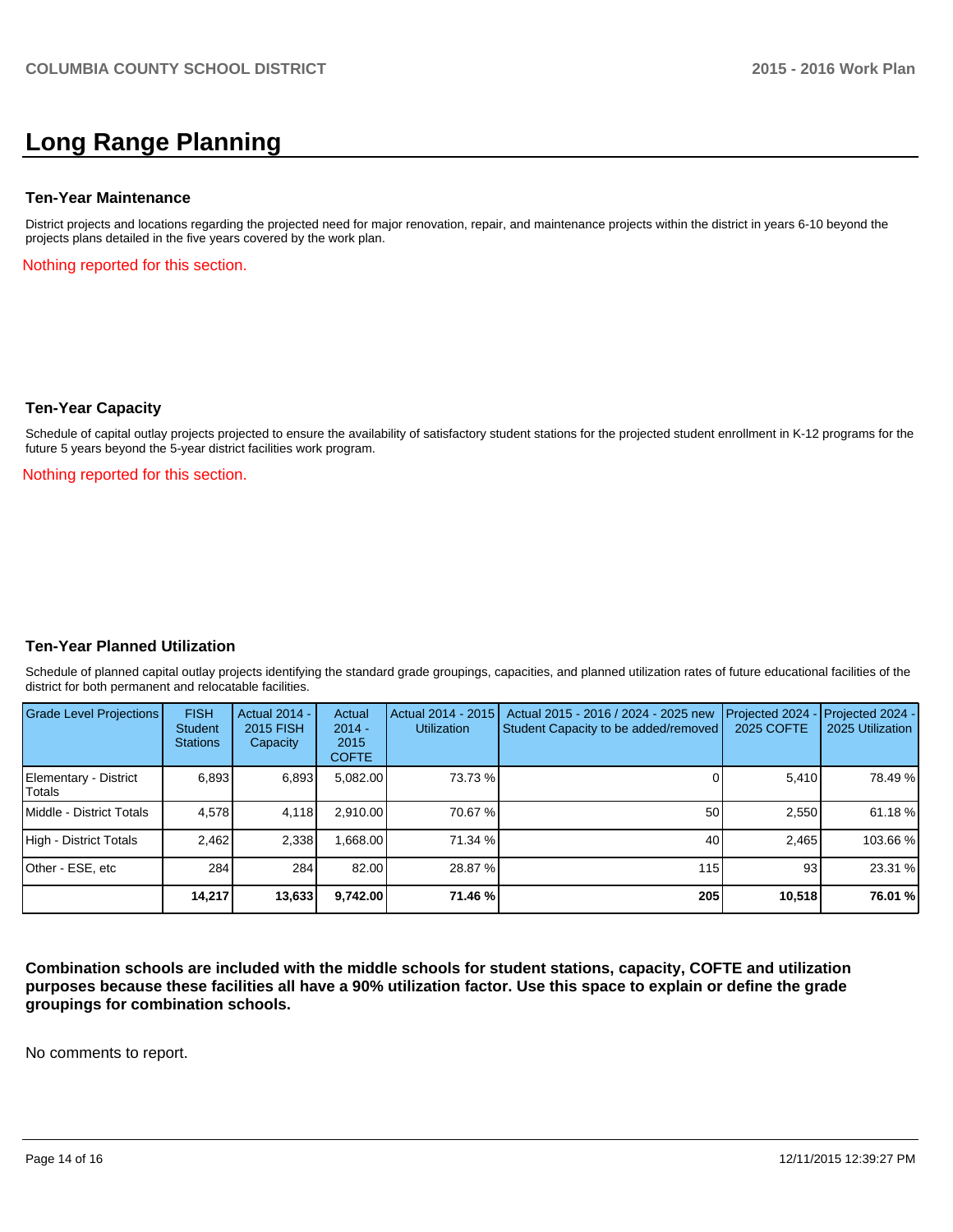# Long Range Planning

### Ten-Year Maintenance

District projects and locations regarding the projected need for major renovation, repair, and maintenance projects within the district in years 6-10 beyond the projects plans detailed in the five years covered by the work plan.

Nothing reported for this section.

### Ten-Year Capacity

Schedule of capital outlay projects projected to ensure the availability of satisfactory student stations for the projected student enrollment in K-12 programs for the future 5 years beyond the 5-year district facilities work program.

Nothing reported for this section.

### Ten-Year Planned Utilization

Schedule of planned capital outlay projects identifying the standard grade groupings, capacities, and planned utilization rates of future educational facilities of the district for both permanent and relocatable facilities.

| Grade Level Projections | FISH Student Stations | Actual 2014 - 2015 FISH Capacity | Actual 2014 - 2015 COFTE | Actual 2014 - 2015 Utilization | Actual 2015 - 2016 / 2024 - 2025 new Student Capacity to be added/removed | Projected 2024 - 2025 COFTE | Projected 2024 - 2025 Utilization |
|---|---|---|---|---|---|---|---|
| Elementary - District Totals | 6,893 | 6,893 | 5,082.00 | 73.73 % | 0 | 5,410 | 78.49 % |
| Middle - District Totals | 4,578 | 4,118 | 2,910.00 | 70.67 % | 50 | 2,550 | 61.18 % |
| High - District Totals | 2,462 | 2,338 | 1,668.00 | 71.34 % | 40 | 2,465 | 103.66 % |
| Other - ESE, etc | 284 | 284 | 82.00 | 28.87 % | 115 | 93 | 23.31 % |
| | **14,217** | **13,633** | **9,742.00** | **71.46 %** | **205** | **10,518** | **76.01 %** |

**Combination schools are included with the middle schools for student stations, capacity, COFTE and utilization purposes because these facilities all have a 90% utilization factor. Use this space to explain or define the grade groupings for combination schools.**

No comments to report.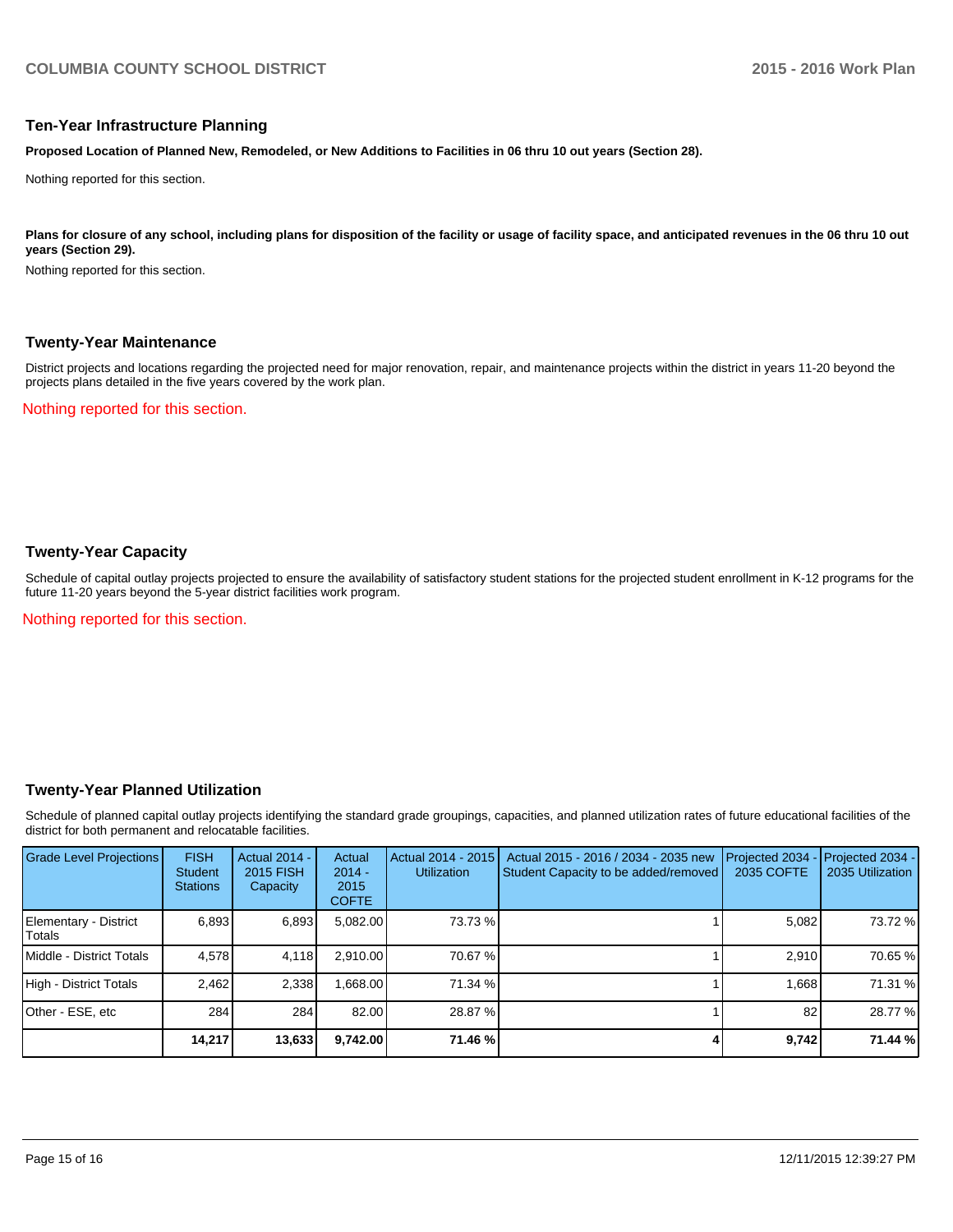## Ten-Year Infrastructure Planning

**Proposed Location of Planned New, Remodeled, or New Additions to Facilities in 06 thru 10 out years (Section 28).**

Nothing reported for this section.

**Plans for closure of any school, including plans for disposition of the facility or usage of facility space, and anticipated revenues in the 06 thru 10 out years (Section 29).**

Nothing reported for this section.

## Twenty-Year Maintenance

District projects and locations regarding the projected need for major renovation, repair, and maintenance projects within the district in years 11-20 beyond the projects plans detailed in the five years covered by the work plan.

Nothing reported for this section.

## Twenty-Year Capacity

Schedule of capital outlay projects projected to ensure the availability of satisfactory student stations for the projected student enrollment in K-12 programs for the future 11-20 years beyond the 5-year district facilities work program.

Nothing reported for this section.

## Twenty-Year Planned Utilization

Schedule of planned capital outlay projects identifying the standard grade groupings, capacities, and planned utilization rates of future educational facilities of the district for both permanent and relocatable facilities.

| Grade Level Projections | FISH Student Stations | Actual 2014 - 2015 FISH Capacity | Actual 2014 - 2015 COFTE | Actual 2014 - 2015 Utilization | Actual 2015 - 2016 / 2034 - 2035 new Student Capacity to be added/removed | Projected 2034 - 2035 COFTE | Projected 2034 - 2035 Utilization |
|---|---|---|---|---|---|---|---|
| Elementary - District Totals | 6,893 | 6,893 | 5,082.00 | 73.73 % | 1 | 5,082 | 73.72 % |
| Middle - District Totals | 4,578 | 4,118 | 2,910.00 | 70.67 % | 1 | 2,910 | 70.65 % |
| High - District Totals | 2,462 | 2,338 | 1,668.00 | 71.34 % | 1 | 1,668 | 71.31 % |
| Other - ESE, etc | 284 | 284 | 82.00 | 28.87 % | 1 | 82 | 28.77 % |
| | **14,217** | **13,633** | **9,742.00** | **71.46 %** | **4** | **9,742** | **71.44 %** |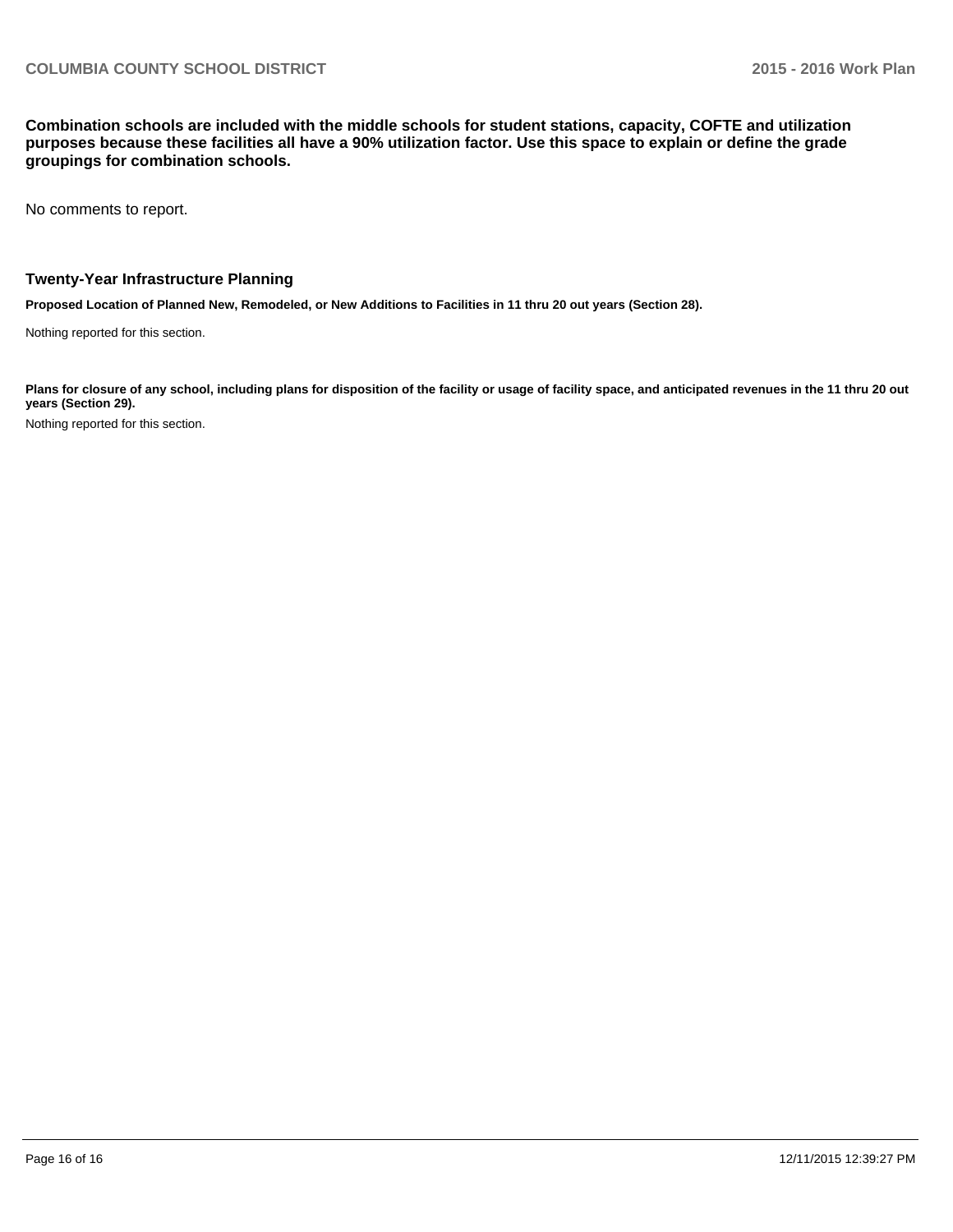**Combination schools are included with the middle schools for student stations, capacity, COFTE and utilization purposes because these facilities all have a 90% utilization factor. Use this space to explain or define the grade groupings for combination schools.**

No comments to report.

## Twenty-Year Infrastructure Planning

**Proposed Location of Planned New, Remodeled, or New Additions to Facilities in 11 thru 20 out years (Section 28).**

Nothing reported for this section.

**Plans for closure of any school, including plans for disposition of the facility or usage of facility space, and anticipated revenues in the 11 thru 20 out years (Section 29).**

Nothing reported for this section.